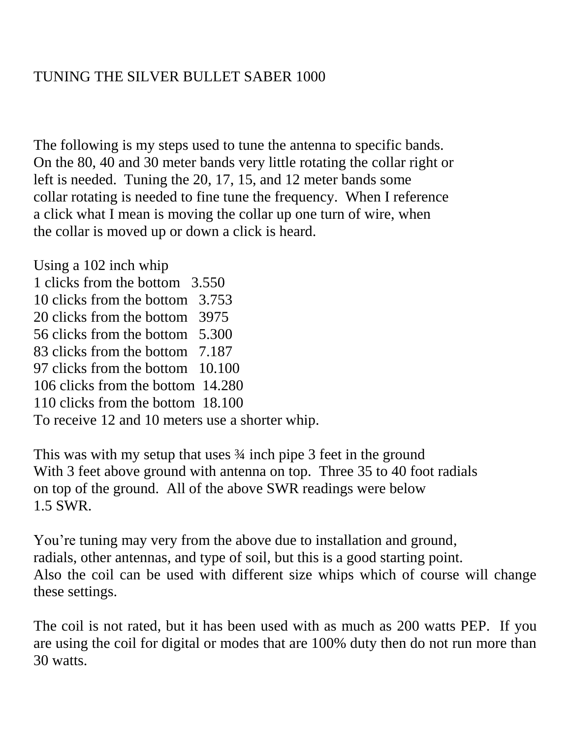# TUNING THE SILVER BULLET SABER 1000

The following is my steps used to tune the antenna to specific bands. On the 80, 40 and 30 meter bands very little rotating the collar right or left is needed. Tuning the 20, 17, 15, and 12 meter bands some collar rotating is needed to fine tune the frequency. When I reference a click what I mean is moving the collar up one turn of wire, when the collar is moved up or down a click is heard.

Using a 102 inch whip
1 clicks from the bottom 3.550
10 clicks from the bottom 3.753
20 clicks from the bottom 3975
56 clicks from the bottom 5.300
83 clicks from the bottom 7.187
97 clicks from the bottom 10.100
106 clicks from the bottom 14.280
110 clicks from the bottom 18.100
To receive 12 and 10 meters use a shorter whip.

This was with my setup that uses ¾ inch pipe 3 feet in the ground With 3 feet above ground with antenna on top. Three 35 to 40 foot radials on top of the ground. All of the above SWR readings were below 1.5 SWR.

You're tuning may very from the above due to installation and ground, radials, other antennas, and type of soil, but this is a good starting point. Also the coil can be used with different size whips which of course will change these settings.

The coil is not rated, but it has been used with as much as 200 watts PEP. If you are using the coil for digital or modes that are 100% duty then do not run more than 30 watts.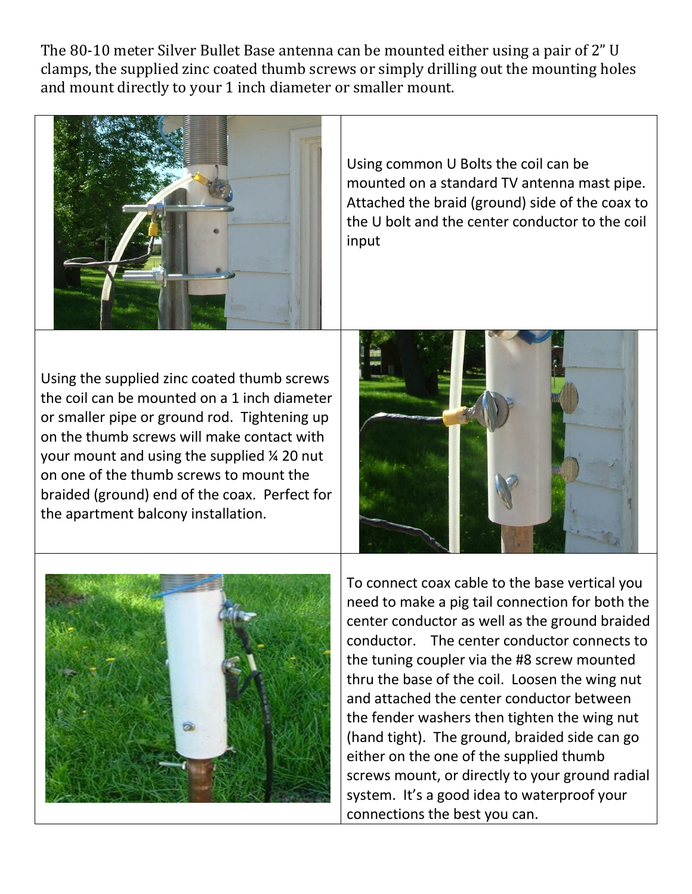The 80-10 meter Silver Bullet Base antenna can be mounted either using a pair of 2" U clamps, the supplied zinc coated thumb screws or simply drilling out the mounting holes and mount directly to your 1 inch diameter or smaller mount.

Using common U Bolts the coil can be mounted on a standard TV antenna mast pipe. Attached the braid (ground) side of the coax to the U bolt and the center conductor to the coil input

Using the supplied zinc coated thumb screws the coil can be mounted on a 1 inch diameter or smaller pipe or ground rod. Tightening up on the thumb screws will make contact with your mount and using the supplied ¼ 20 nut on one of the thumb screws to mount the braided (ground) end of the coax. Perfect for the apartment balcony installation.

To connect coax cable to the base vertical you need to make a pig tail connection for both the center conductor as well as the ground braided conductor. The center conductor connects to the tuning coupler via the #8 screw mounted thru the base of the coil. Loosen the wing nut and attached the center conductor between the fender washers then tighten the wing nut (hand tight). The ground, braided side can go either on the one of the supplied thumb screws mount, or directly to your ground radial system. It's a good idea to waterproof your connections the best you can.